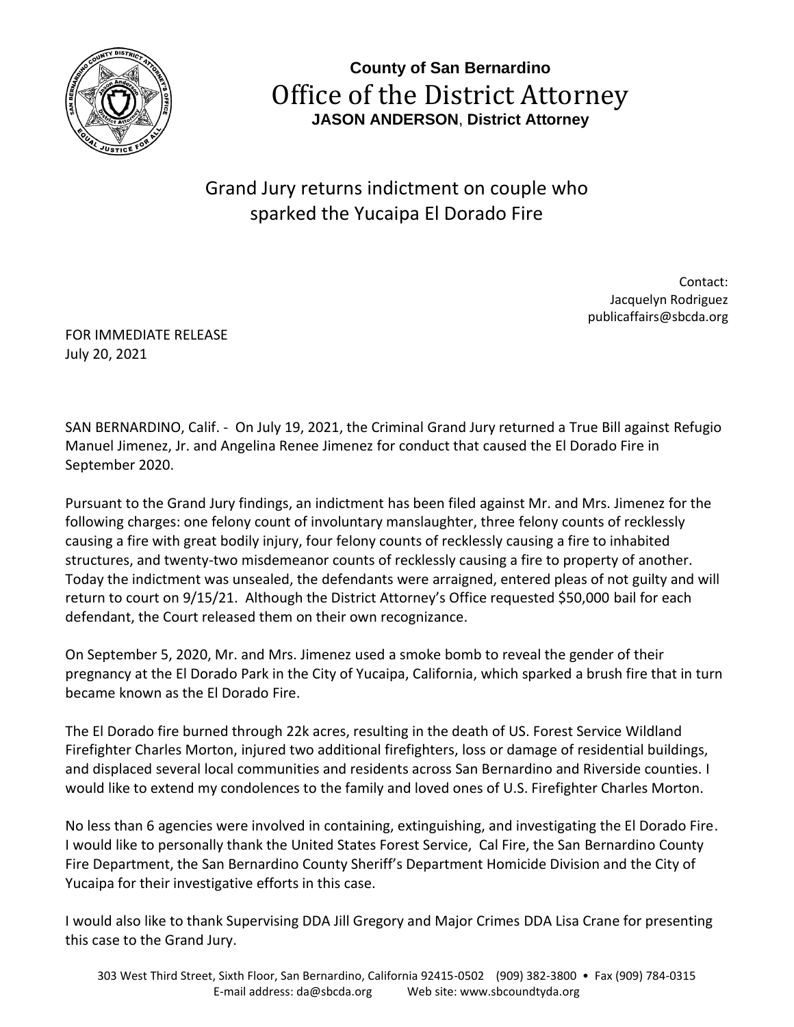**County of San Bernardino**

# Office of the District Attorney

**JASON ANDERSON, District Attorney**

## Grand Jury returns indictment on couple who sparked the Yucaipa El Dorado Fire

Contact:
Jacquelyn Rodriguez
publicaffairs@sbcda.org

FOR IMMEDIATE RELEASE
July 20, 2021

SAN BERNARDINO, Calif. - On July 19, 2021, the Criminal Grand Jury returned a True Bill against Refugio Manuel Jimenez, Jr. and Angelina Renee Jimenez for conduct that caused the El Dorado Fire in September 2020.

Pursuant to the Grand Jury findings, an indictment has been filed against Mr. and Mrs. Jimenez for the following charges: one felony count of involuntary manslaughter, three felony counts of recklessly causing a fire with great bodily injury, four felony counts of recklessly causing a fire to inhabited structures, and twenty-two misdemeanor counts of recklessly causing a fire to property of another. Today the indictment was unsealed, the defendants were arraigned, entered pleas of not guilty and will return to court on 9/15/21. Although the District Attorney's Office requested $50,000 bail for each defendant, the Court released them on their own recognizance.

On September 5, 2020, Mr. and Mrs. Jimenez used a smoke bomb to reveal the gender of their pregnancy at the El Dorado Park in the City of Yucaipa, California, which sparked a brush fire that in turn became known as the El Dorado Fire.

The El Dorado fire burned through 22k acres, resulting in the death of US. Forest Service Wildland Firefighter Charles Morton, injured two additional firefighters, loss or damage of residential buildings, and displaced several local communities and residents across San Bernardino and Riverside counties. I would like to extend my condolences to the family and loved ones of U.S. Firefighter Charles Morton.

No less than 6 agencies were involved in containing, extinguishing, and investigating the El Dorado Fire. I would like to personally thank the United States Forest Service, Cal Fire, the San Bernardino County Fire Department, the San Bernardino County Sheriff's Department Homicide Division and the City of Yucaipa for their investigative efforts in this case.

I would also like to thank Supervising DDA Jill Gregory and Major Crimes DDA Lisa Crane for presenting this case to the Grand Jury.

303 West Third Street, Sixth Floor, San Bernardino, California 92415-0502 (909) 382-3800 • Fax (909) 784-0315
E-mail address: da@sbcda.org Web site: www.sbcountydda.org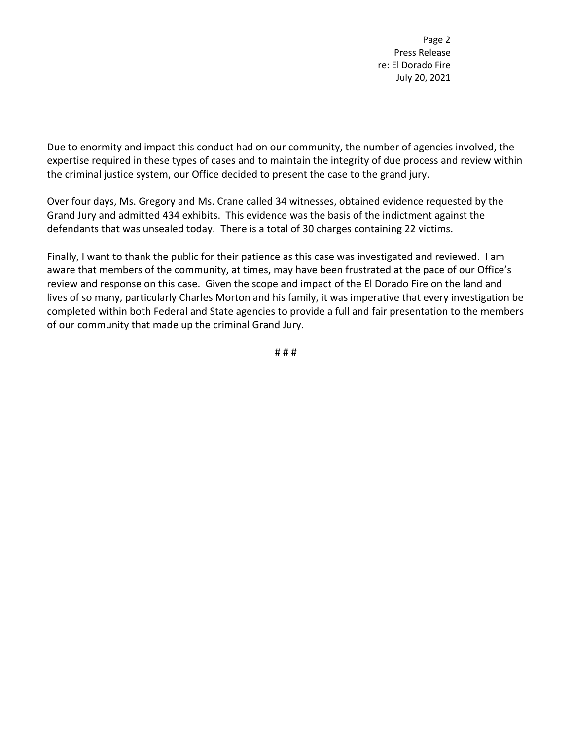Due to enormity and impact this conduct had on our community, the number of agencies involved, the expertise required in these types of cases and to maintain the integrity of due process and review within the criminal justice system, our Office decided to present the case to the grand jury.

Over four days, Ms. Gregory and Ms. Crane called 34 witnesses, obtained evidence requested by the Grand Jury and admitted 434 exhibits. This evidence was the basis of the indictment against the defendants that was unsealed today. There is a total of 30 charges containing 22 victims.

Finally, I want to thank the public for their patience as this case was investigated and reviewed. I am aware that members of the community, at times, may have been frustrated at the pace of our Office's review and response on this case. Given the scope and impact of the El Dorado Fire on the land and lives of so many, particularly Charles Morton and his family, it was imperative that every investigation be completed within both Federal and State agencies to provide a full and fair presentation to the members of our community that made up the criminal Grand Jury.

# # #